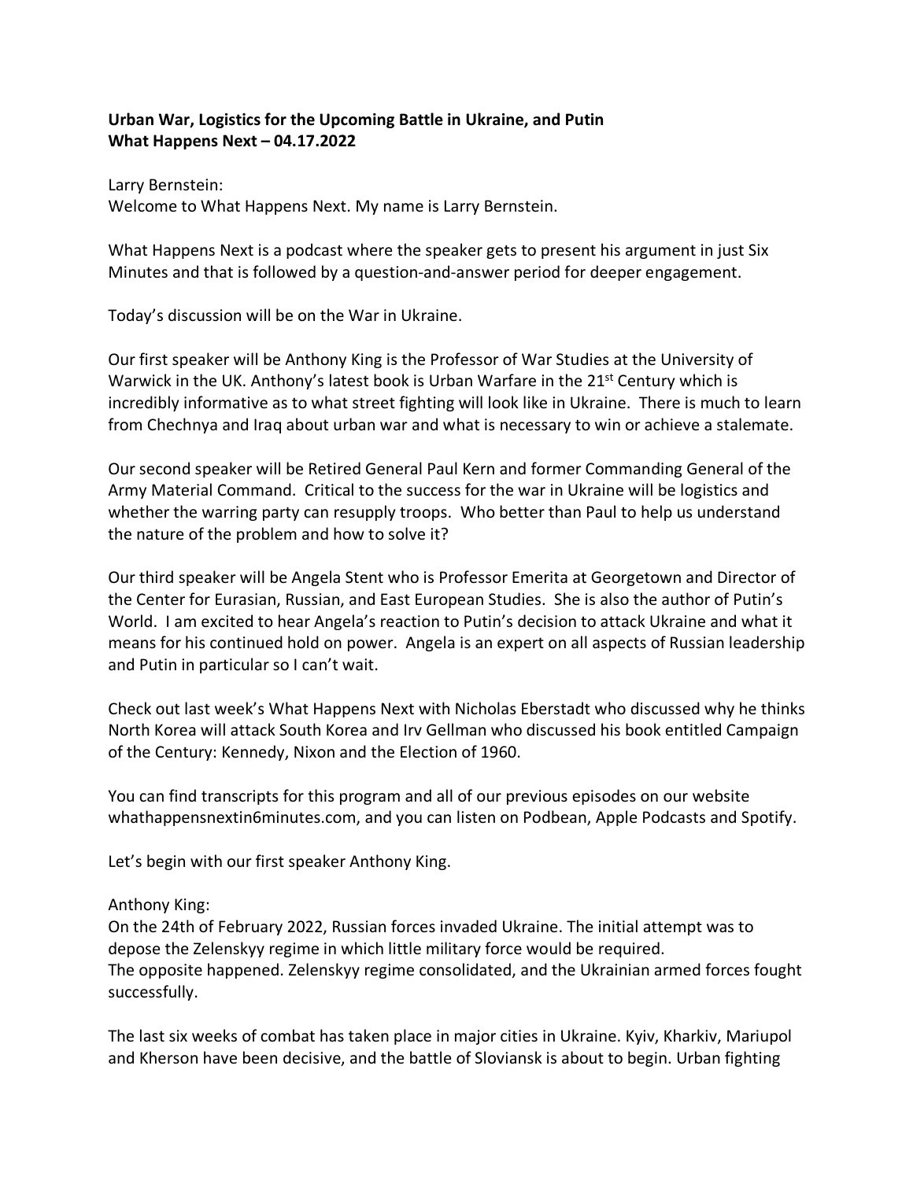**Urban War, Logistics for the Upcoming Battle in Ukraine, and Putin**
**What Happens Next – 04.17.2022**

Larry Bernstein:
Welcome to What Happens Next. My name is Larry Bernstein.

What Happens Next is a podcast where the speaker gets to present his argument in just Six Minutes and that is followed by a question-and-answer period for deeper engagement.

Today's discussion will be on the War in Ukraine.

Our first speaker will be Anthony King is the Professor of War Studies at the University of Warwick in the UK. Anthony's latest book is Urban Warfare in the 21st Century which is incredibly informative as to what street fighting will look like in Ukraine. There is much to learn from Chechnya and Iraq about urban war and what is necessary to win or achieve a stalemate.

Our second speaker will be Retired General Paul Kern and former Commanding General of the Army Material Command. Critical to the success for the war in Ukraine will be logistics and whether the warring party can resupply troops. Who better than Paul to help us understand the nature of the problem and how to solve it?

Our third speaker will be Angela Stent who is Professor Emerita at Georgetown and Director of the Center for Eurasian, Russian, and East European Studies. She is also the author of Putin's World. I am excited to hear Angela's reaction to Putin's decision to attack Ukraine and what it means for his continued hold on power. Angela is an expert on all aspects of Russian leadership and Putin in particular so I can't wait.

Check out last week's What Happens Next with Nicholas Eberstadt who discussed why he thinks North Korea will attack South Korea and Irv Gellman who discussed his book entitled Campaign of the Century: Kennedy, Nixon and the Election of 1960.

You can find transcripts for this program and all of our previous episodes on our website whathappensnextin6minutes.com, and you can listen on Podbean, Apple Podcasts and Spotify.

Let's begin with our first speaker Anthony King.

Anthony King:
On the 24th of February 2022, Russian forces invaded Ukraine. The initial attempt was to depose the Zelenskyy regime in which little military force would be required.
The opposite happened. Zelenskyy regime consolidated, and the Ukrainian armed forces fought successfully.

The last six weeks of combat has taken place in major cities in Ukraine. Kyiv, Kharkiv, Mariupol and Kherson have been decisive, and the battle of Sloviansk is about to begin. Urban fighting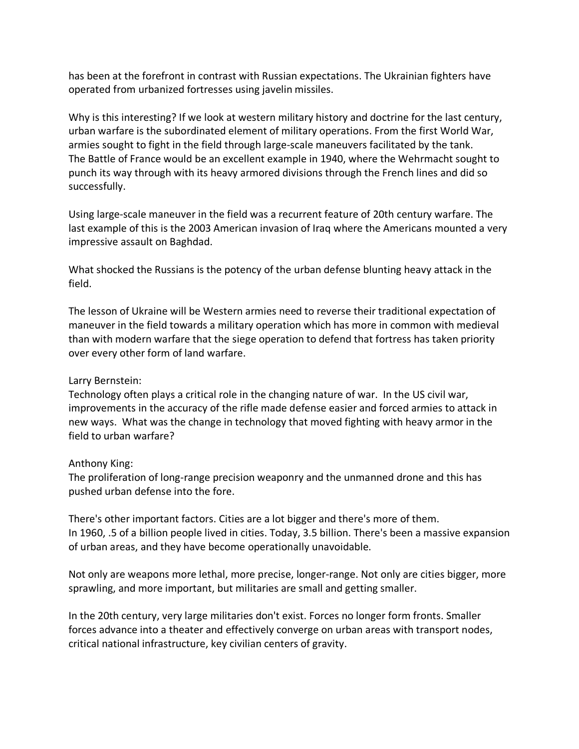has been at the forefront in contrast with Russian expectations. The Ukrainian fighters have operated from urbanized fortresses using javelin missiles.

Why is this interesting? If we look at western military history and doctrine for the last century, urban warfare is the subordinated element of military operations. From the first World War, armies sought to fight in the field through large-scale maneuvers facilitated by the tank. The Battle of France would be an excellent example in 1940, where the Wehrmacht sought to punch its way through with its heavy armored divisions through the French lines and did so successfully.

Using large-scale maneuver in the field was a recurrent feature of 20th century warfare. The last example of this is the 2003 American invasion of Iraq where the Americans mounted a very impressive assault on Baghdad.

What shocked the Russians is the potency of the urban defense blunting heavy attack in the field.

The lesson of Ukraine will be Western armies need to reverse their traditional expectation of maneuver in the field towards a military operation which has more in common with medieval than with modern warfare that the siege operation to defend that fortress has taken priority over every other form of land warfare.

Larry Bernstein:
Technology often plays a critical role in the changing nature of war. In the US civil war, improvements in the accuracy of the rifle made defense easier and forced armies to attack in new ways. What was the change in technology that moved fighting with heavy armor in the field to urban warfare?

Anthony King:
The proliferation of long-range precision weaponry and the unmanned drone and this has pushed urban defense into the fore.

There's other important factors. Cities are a lot bigger and there's more of them. In 1960, .5 of a billion people lived in cities. Today, 3.5 billion. There's been a massive expansion of urban areas, and they have become operationally unavoidable.

Not only are weapons more lethal, more precise, longer-range. Not only are cities bigger, more sprawling, and more important, but militaries are small and getting smaller.

In the 20th century, very large militaries don't exist. Forces no longer form fronts. Smaller forces advance into a theater and effectively converge on urban areas with transport nodes, critical national infrastructure, key civilian centers of gravity.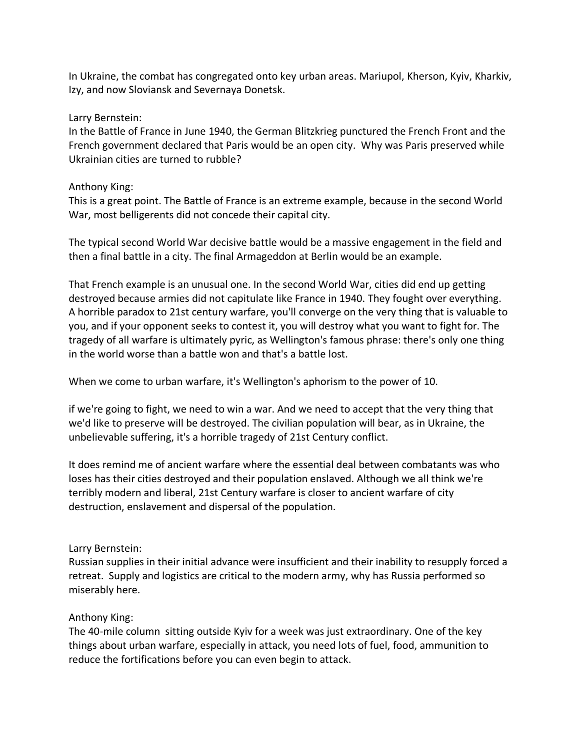In Ukraine, the combat has congregated onto key urban areas. Mariupol, Kherson, Kyiv, Kharkiv, Izy, and now Sloviansk and Severnaya Donetsk.

Larry Bernstein:
In the Battle of France in June 1940, the German Blitzkrieg punctured the French Front and the French government declared that Paris would be an open city. Why was Paris preserved while Ukrainian cities are turned to rubble?

Anthony King:
This is a great point. The Battle of France is an extreme example, because in the second World War, most belligerents did not concede their capital city.

The typical second World War decisive battle would be a massive engagement in the field and then a final battle in a city. The final Armageddon at Berlin would be an example.

That French example is an unusual one. In the second World War, cities did end up getting destroyed because armies did not capitulate like France in 1940. They fought over everything. A horrible paradox to 21st century warfare, you'll converge on the very thing that is valuable to you, and if your opponent seeks to contest it, you will destroy what you want to fight for. The tragedy of all warfare is ultimately pyric, as Wellington's famous phrase: there's only one thing in the world worse than a battle won and that's a battle lost.

When we come to urban warfare, it's Wellington's aphorism to the power of 10.

if we're going to fight, we need to win a war. And we need to accept that the very thing that we'd like to preserve will be destroyed. The civilian population will bear, as in Ukraine, the unbelievable suffering, it's a horrible tragedy of 21st Century conflict.

It does remind me of ancient warfare where the essential deal between combatants was who loses has their cities destroyed and their population enslaved. Although we all think we're terribly modern and liberal, 21st Century warfare is closer to ancient warfare of city destruction, enslavement and dispersal of the population.

Larry Bernstein:
Russian supplies in their initial advance were insufficient and their inability to resupply forced a retreat. Supply and logistics are critical to the modern army, why has Russia performed so miserably here.

Anthony King:
The 40-mile column sitting outside Kyiv for a week was just extraordinary. One of the key things about urban warfare, especially in attack, you need lots of fuel, food, ammunition to reduce the fortifications before you can even begin to attack.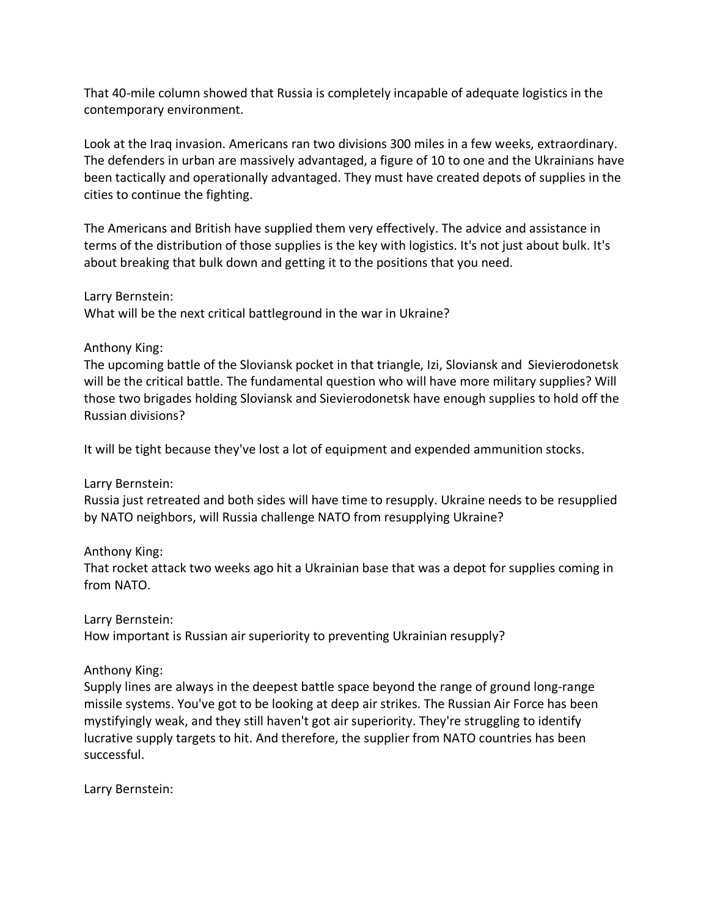That 40-mile column showed that Russia is completely incapable of adequate logistics in the contemporary environment.

Look at the Iraq invasion. Americans ran two divisions 300 miles in a few weeks, extraordinary. The defenders in urban are massively advantaged, a figure of 10 to one and the Ukrainians have been tactically and operationally advantaged. They must have created depots of supplies in the cities to continue the fighting.

The Americans and British have supplied them very effectively. The advice and assistance in terms of the distribution of those supplies is the key with logistics. It's not just about bulk. It's about breaking that bulk down and getting it to the positions that you need.

Larry Bernstein:
What will be the next critical battleground in the war in Ukraine?

Anthony King:
The upcoming battle of the Sloviansk pocket in that triangle, Izi, Sloviansk and Sievierodonetsk will be the critical battle. The fundamental question who will have more military supplies? Will those two brigades holding Sloviansk and Sievierodonetsk have enough supplies to hold off the Russian divisions?

It will be tight because they've lost a lot of equipment and expended ammunition stocks.

Larry Bernstein:
Russia just retreated and both sides will have time to resupply. Ukraine needs to be resupplied by NATO neighbors, will Russia challenge NATO from resupplying Ukraine?

Anthony King:
That rocket attack two weeks ago hit a Ukrainian base that was a depot for supplies coming in from NATO.

Larry Bernstein:
How important is Russian air superiority to preventing Ukrainian resupply?

Anthony King:
Supply lines are always in the deepest battle space beyond the range of ground long-range missile systems. You've got to be looking at deep air strikes. The Russian Air Force has been mystifyingly weak, and they still haven't got air superiority. They're struggling to identify lucrative supply targets to hit. And therefore, the supplier from NATO countries has been successful.

Larry Bernstein: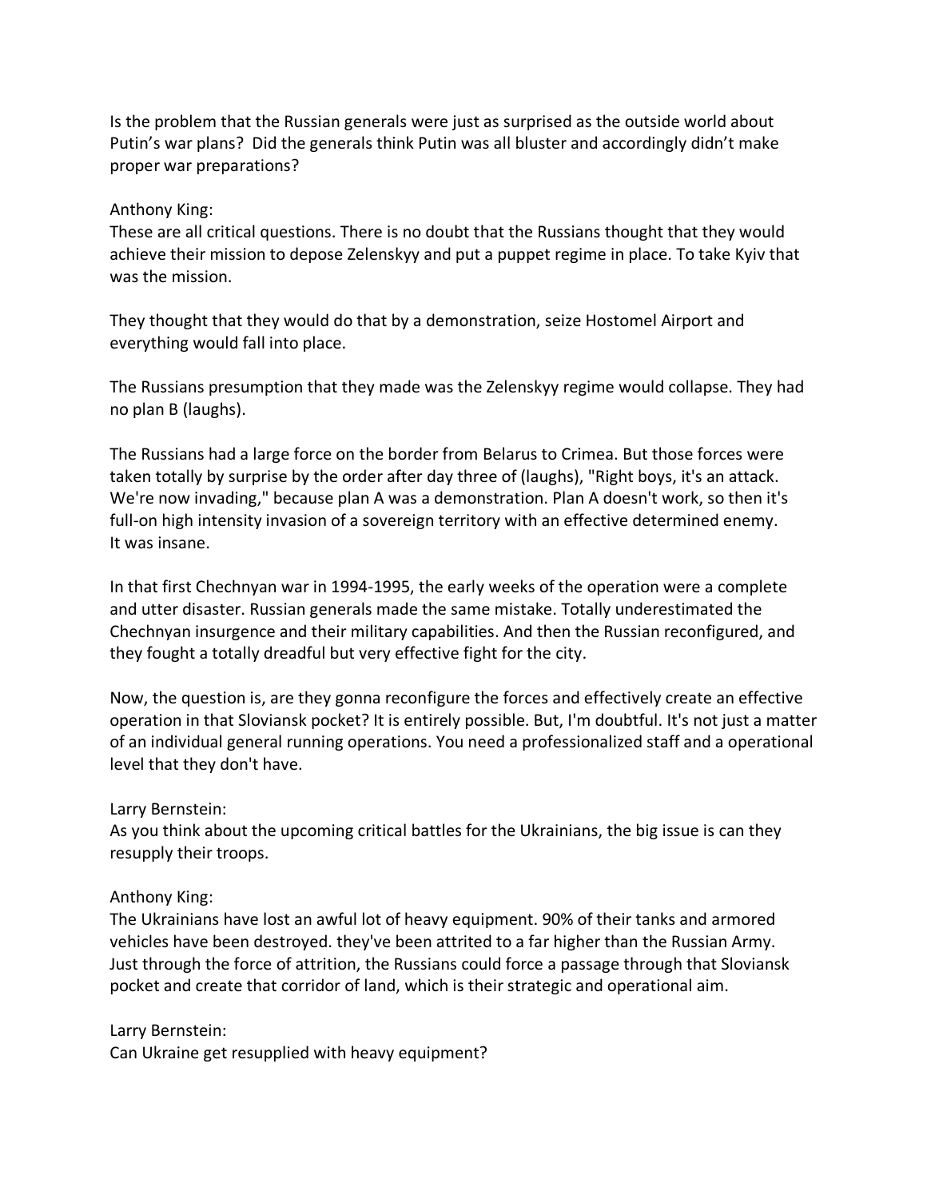Is the problem that the Russian generals were just as surprised as the outside world about Putin's war plans? Did the generals think Putin was all bluster and accordingly didn't make proper war preparations?

Anthony King:
These are all critical questions. There is no doubt that the Russians thought that they would achieve their mission to depose Zelenskyy and put a puppet regime in place. To take Kyiv that was the mission.

They thought that they would do that by a demonstration, seize Hostomel Airport and everything would fall into place.

The Russians presumption that they made was the Zelenskyy regime would collapse. They had no plan B (laughs).

The Russians had a large force on the border from Belarus to Crimea. But those forces were taken totally by surprise by the order after day three of (laughs), "Right boys, it's an attack. We're now invading," because plan A was a demonstration. Plan A doesn't work, so then it's full-on high intensity invasion of a sovereign territory with an effective determined enemy. It was insane.

In that first Chechnyan war in 1994-1995, the early weeks of the operation were a complete and utter disaster. Russian generals made the same mistake. Totally underestimated the Chechnyan insurgence and their military capabilities. And then the Russian reconfigured, and they fought a totally dreadful but very effective fight for the city.

Now, the question is, are they gonna reconfigure the forces and effectively create an effective operation in that Sloviansk pocket? It is entirely possible. But, I'm doubtful. It's not just a matter of an individual general running operations. You need a professionalized staff and a operational level that they don't have.

Larry Bernstein:
As you think about the upcoming critical battles for the Ukrainians, the big issue is can they resupply their troops.

Anthony King:
The Ukrainians have lost an awful lot of heavy equipment. 90% of their tanks and armored vehicles have been destroyed. they've been attrited to a far higher than the Russian Army. Just through the force of attrition, the Russians could force a passage through that Sloviansk pocket and create that corridor of land, which is their strategic and operational aim.

Larry Bernstein:
Can Ukraine get resupplied with heavy equipment?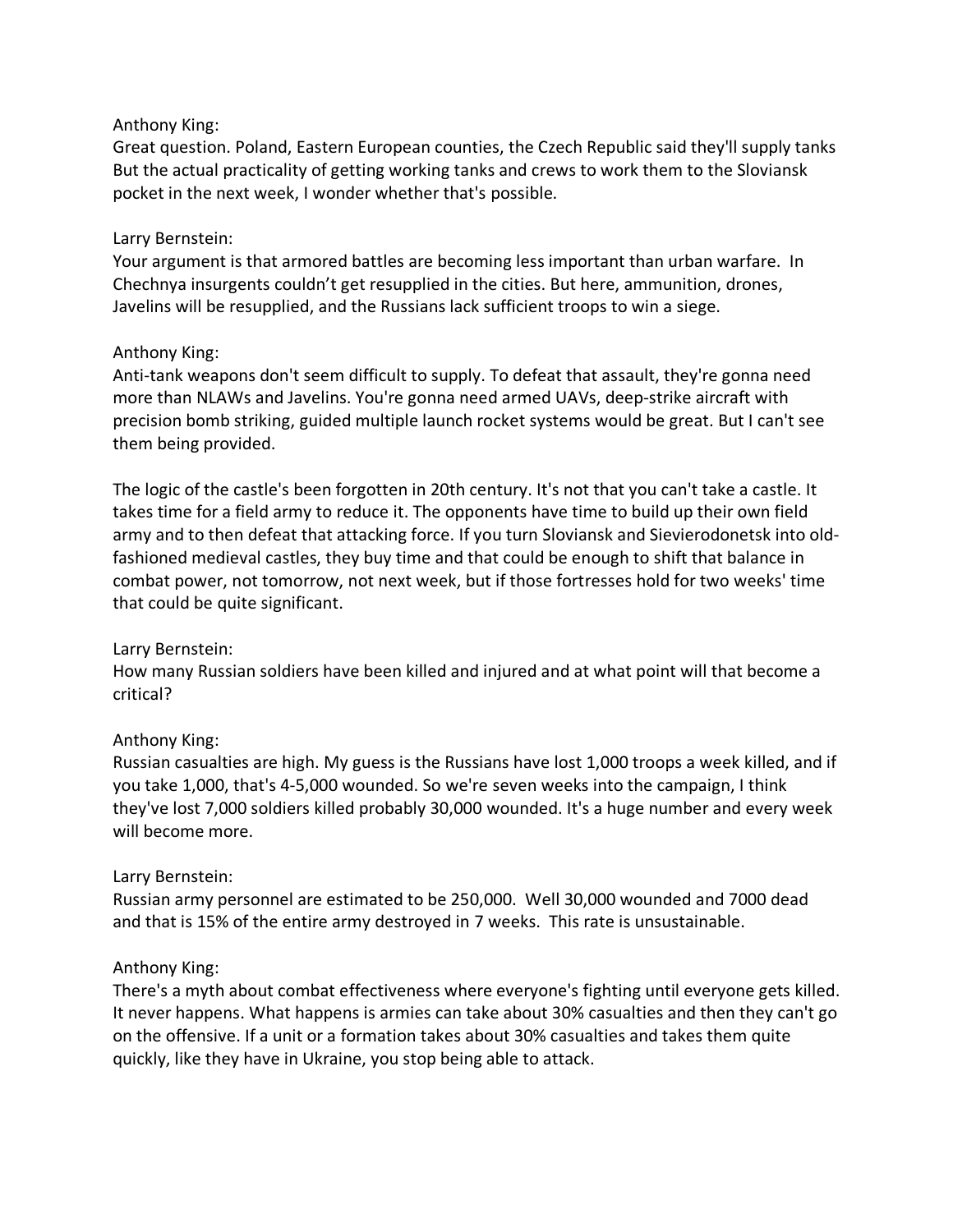Anthony King:
Great question. Poland, Eastern European counties, the Czech Republic said they'll supply tanks But the actual practicality of getting working tanks and crews to work them to the Sloviansk pocket in the next week, I wonder whether that's possible.

Larry Bernstein:
Your argument is that armored battles are becoming less important than urban warfare. In Chechnya insurgents couldn't get resupplied in the cities. But here, ammunition, drones, Javelins will be resupplied, and the Russians lack sufficient troops to win a siege.

Anthony King:
Anti-tank weapons don't seem difficult to supply. To defeat that assault, they're gonna need more than NLAWs and Javelins. You're gonna need armed UAVs, deep-strike aircraft with precision bomb striking, guided multiple launch rocket systems would be great. But I can't see them being provided.

The logic of the castle's been forgotten in 20th century. It's not that you can't take a castle. It takes time for a field army to reduce it. The opponents have time to build up their own field army and to then defeat that attacking force. If you turn Sloviansk and Sievierodonetsk into old-fashioned medieval castles, they buy time and that could be enough to shift that balance in combat power, not tomorrow, not next week, but if those fortresses hold for two weeks' time that could be quite significant.

Larry Bernstein:
How many Russian soldiers have been killed and injured and at what point will that become a critical?

Anthony King:
Russian casualties are high. My guess is the Russians have lost 1,000 troops a week killed, and if you take 1,000, that's 4-5,000 wounded. So we're seven weeks into the campaign, I think they've lost 7,000 soldiers killed probably 30,000 wounded. It's a huge number and every week will become more.

Larry Bernstein:
Russian army personnel are estimated to be 250,000. Well 30,000 wounded and 7000 dead and that is 15% of the entire army destroyed in 7 weeks. This rate is unsustainable.

Anthony King:
There's a myth about combat effectiveness where everyone's fighting until everyone gets killed. It never happens. What happens is armies can take about 30% casualties and then they can't go on the offensive. If a unit or a formation takes about 30% casualties and takes them quite quickly, like they have in Ukraine, you stop being able to attack.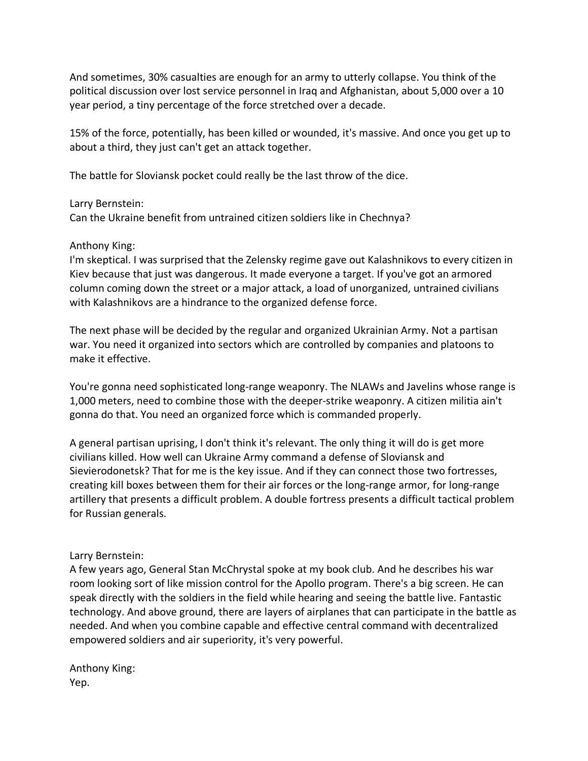And sometimes, 30% casualties are enough for an army to utterly collapse. You think of the political discussion over lost service personnel in Iraq and Afghanistan, about 5,000 over a 10 year period, a tiny percentage of the force stretched over a decade.

15% of the force, potentially, has been killed or wounded, it's massive. And once you get up to about a third, they just can't get an attack together.

The battle for Sloviansk pocket could really be the last throw of the dice.

Larry Bernstein:
Can the Ukraine benefit from untrained citizen soldiers like in Chechnya?

Anthony King:
I'm skeptical. I was surprised that the Zelensky regime gave out Kalashnikovs to every citizen in Kiev because that just was dangerous. It made everyone a target. If you've got an armored column coming down the street or a major attack, a load of unorganized, untrained civilians with Kalashnikovs are a hindrance to the organized defense force.

The next phase will be decided by the regular and organized Ukrainian Army. Not a partisan war. You need it organized into sectors which are controlled by companies and platoons to make it effective.

You're gonna need sophisticated long-range weaponry. The NLAWs and Javelins whose range is 1,000 meters, need to combine those with the deeper-strike weaponry. A citizen militia ain't gonna do that. You need an organized force which is commanded properly.

A general partisan uprising, I don't think it's relevant. The only thing it will do is get more civilians killed. How well can Ukraine Army command a defense of Sloviansk and Sievierodonetsk? That for me is the key issue. And if they can connect those two fortresses, creating kill boxes between them for their air forces or the long-range armor, for long-range artillery that presents a difficult problem. A double fortress presents a difficult tactical problem for Russian generals.

Larry Bernstein:
A few years ago, General Stan McChrystal spoke at my book club. And he describes his war room looking sort of like mission control for the Apollo program. There's a big screen. He can speak directly with the soldiers in the field while hearing and seeing the battle live. Fantastic technology. And above ground, there are layers of airplanes that can participate in the battle as needed. And when you combine capable and effective central command with decentralized empowered soldiers and air superiority, it's very powerful.

Anthony King:
Yep.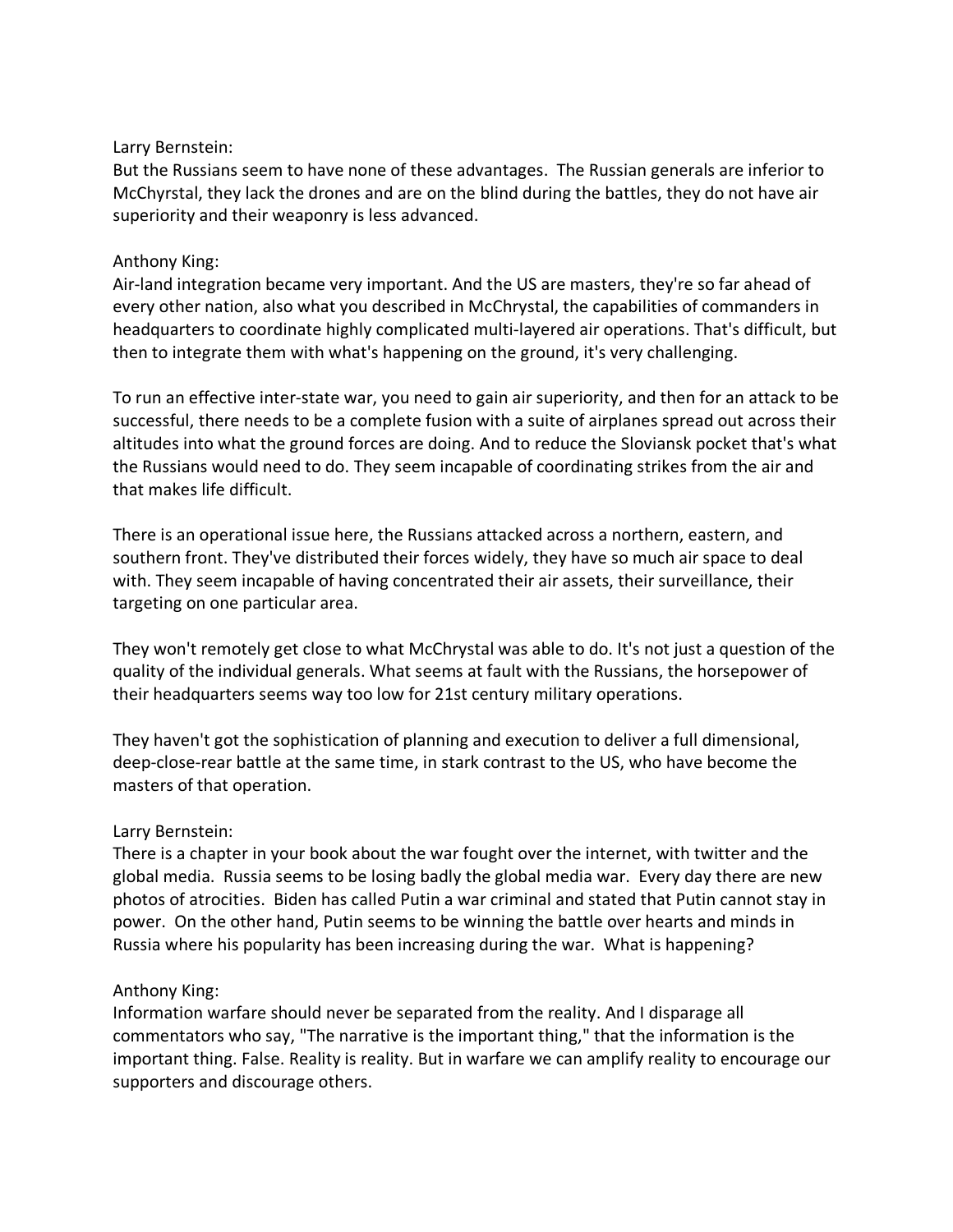Larry Bernstein:
But the Russians seem to have none of these advantages. The Russian generals are inferior to McChyrstal, they lack the drones and are on the blind during the battles, they do not have air superiority and their weaponry is less advanced.

Anthony King:
Air-land integration became very important. And the US are masters, they're so far ahead of every other nation, also what you described in McChrystal, the capabilities of commanders in headquarters to coordinate highly complicated multi-layered air operations. That's difficult, but then to integrate them with what's happening on the ground, it's very challenging.

To run an effective inter-state war, you need to gain air superiority, and then for an attack to be successful, there needs to be a complete fusion with a suite of airplanes spread out across their altitudes into what the ground forces are doing. And to reduce the Sloviansk pocket that's what the Russians would need to do. They seem incapable of coordinating strikes from the air and that makes life difficult.

There is an operational issue here, the Russians attacked across a northern, eastern, and southern front. They've distributed their forces widely, they have so much air space to deal with. They seem incapable of having concentrated their air assets, their surveillance, their targeting on one particular area.

They won't remotely get close to what McChrystal was able to do. It's not just a question of the quality of the individual generals. What seems at fault with the Russians, the horsepower of their headquarters seems way too low for 21st century military operations.

They haven't got the sophistication of planning and execution to deliver a full dimensional, deep-close-rear battle at the same time, in stark contrast to the US, who have become the masters of that operation.

Larry Bernstein:
There is a chapter in your book about the war fought over the internet, with twitter and the global media. Russia seems to be losing badly the global media war. Every day there are new photos of atrocities. Biden has called Putin a war criminal and stated that Putin cannot stay in power. On the other hand, Putin seems to be winning the battle over hearts and minds in Russia where his popularity has been increasing during the war. What is happening?

Anthony King:
Information warfare should never be separated from the reality. And I disparage all commentators who say, "The narrative is the important thing," that the information is the important thing. False. Reality is reality. But in warfare we can amplify reality to encourage our supporters and discourage others.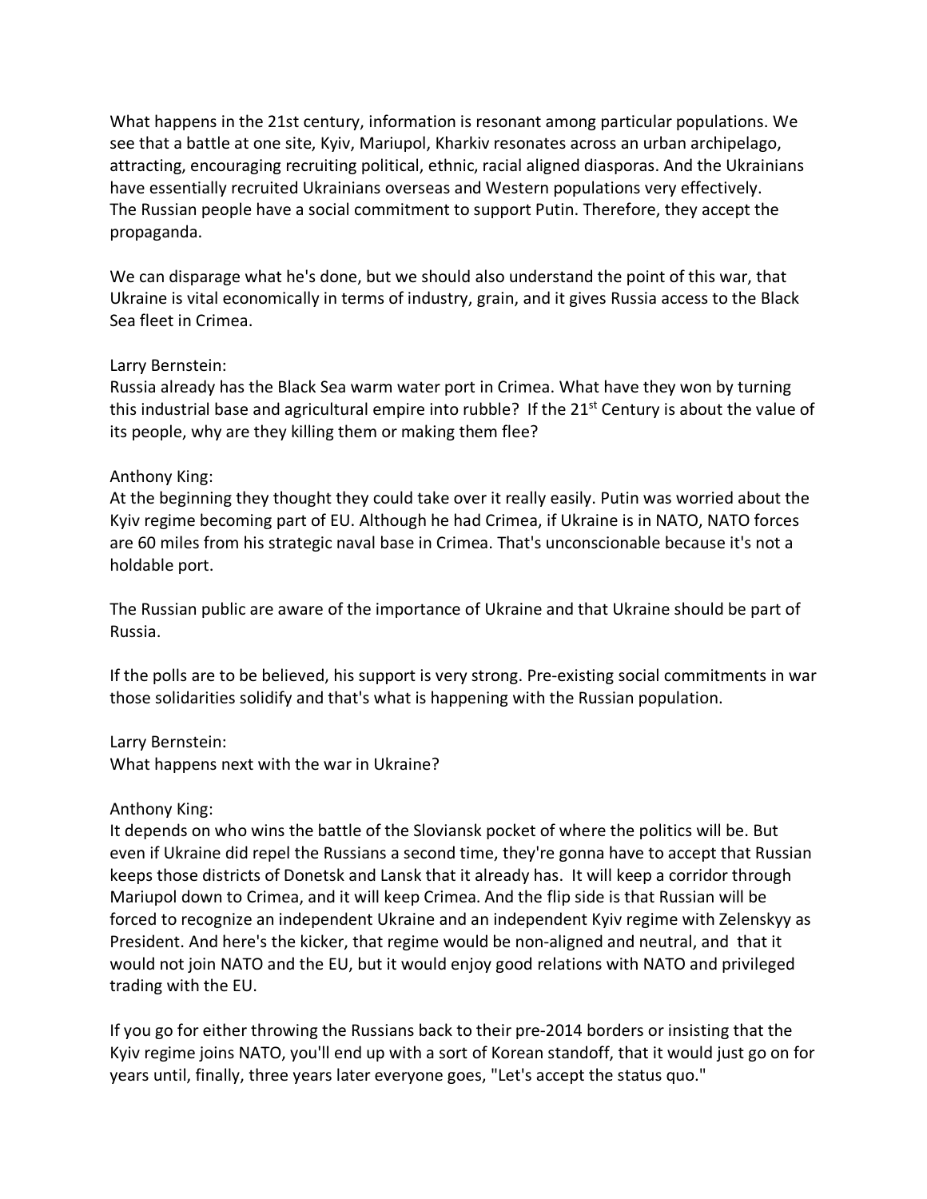What happens in the 21st century, information is resonant among particular populations. We see that a battle at one site, Kyiv, Mariupol, Kharkiv resonates across an urban archipelago, attracting, encouraging recruiting political, ethnic, racial aligned diasporas. And the Ukrainians have essentially recruited Ukrainians overseas and Western populations very effectively. The Russian people have a social commitment to support Putin. Therefore, they accept the propaganda.

We can disparage what he's done, but we should also understand the point of this war, that Ukraine is vital economically in terms of industry, grain, and it gives Russia access to the Black Sea fleet in Crimea.

Larry Bernstein:
Russia already has the Black Sea warm water port in Crimea. What have they won by turning this industrial base and agricultural empire into rubble? If the 21st Century is about the value of its people, why are they killing them or making them flee?

Anthony King:
At the beginning they thought they could take over it really easily. Putin was worried about the Kyiv regime becoming part of EU. Although he had Crimea, if Ukraine is in NATO, NATO forces are 60 miles from his strategic naval base in Crimea. That's unconscionable because it's not a holdable port.

The Russian public are aware of the importance of Ukraine and that Ukraine should be part of Russia.

If the polls are to be believed, his support is very strong. Pre-existing social commitments in war those solidarities solidify and that's what is happening with the Russian population.

Larry Bernstein:
What happens next with the war in Ukraine?

Anthony King:
It depends on who wins the battle of the Sloviansk pocket of where the politics will be. But even if Ukraine did repel the Russians a second time, they're gonna have to accept that Russian keeps those districts of Donetsk and Lansk that it already has. It will keep a corridor through Mariupol down to Crimea, and it will keep Crimea. And the flip side is that Russian will be forced to recognize an independent Ukraine and an independent Kyiv regime with Zelenskyy as President. And here's the kicker, that regime would be non-aligned and neutral, and that it would not join NATO and the EU, but it would enjoy good relations with NATO and privileged trading with the EU.

If you go for either throwing the Russians back to their pre-2014 borders or insisting that the Kyiv regime joins NATO, you'll end up with a sort of Korean standoff, that it would just go on for years until, finally, three years later everyone goes, "Let's accept the status quo."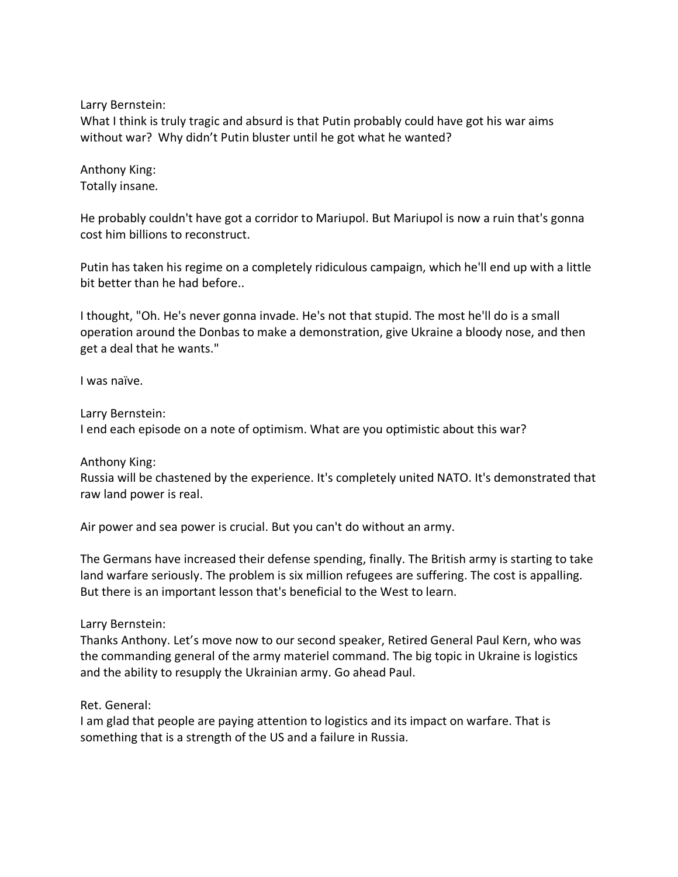Larry Bernstein:
What I think is truly tragic and absurd is that Putin probably could have got his war aims without war? Why didn't Putin bluster until he got what he wanted?

Anthony King:
Totally insane.

He probably couldn't have got a corridor to Mariupol. But Mariupol is now a ruin that's gonna cost him billions to reconstruct.

Putin has taken his regime on a completely ridiculous campaign, which he'll end up with a little bit better than he had before..

I thought, "Oh. He's never gonna invade. He's not that stupid. The most he'll do is a small operation around the Donbas to make a demonstration, give Ukraine a bloody nose, and then get a deal that he wants."

I was naïve.

Larry Bernstein:
I end each episode on a note of optimism. What are you optimistic about this war?

Anthony King:
Russia will be chastened by the experience. It's completely united NATO. It's demonstrated that raw land power is real.

Air power and sea power is crucial. But you can't do without an army.

The Germans have increased their defense spending, finally. The British army is starting to take land warfare seriously. The problem is six million refugees are suffering. The cost is appalling. But there is an important lesson that's beneficial to the West to learn.

Larry Bernstein:
Thanks Anthony. Let's move now to our second speaker, Retired General Paul Kern, who was the commanding general of the army materiel command. The big topic in Ukraine is logistics and the ability to resupply the Ukrainian army. Go ahead Paul.

Ret. General:
I am glad that people are paying attention to logistics and its impact on warfare. That is something that is a strength of the US and a failure in Russia.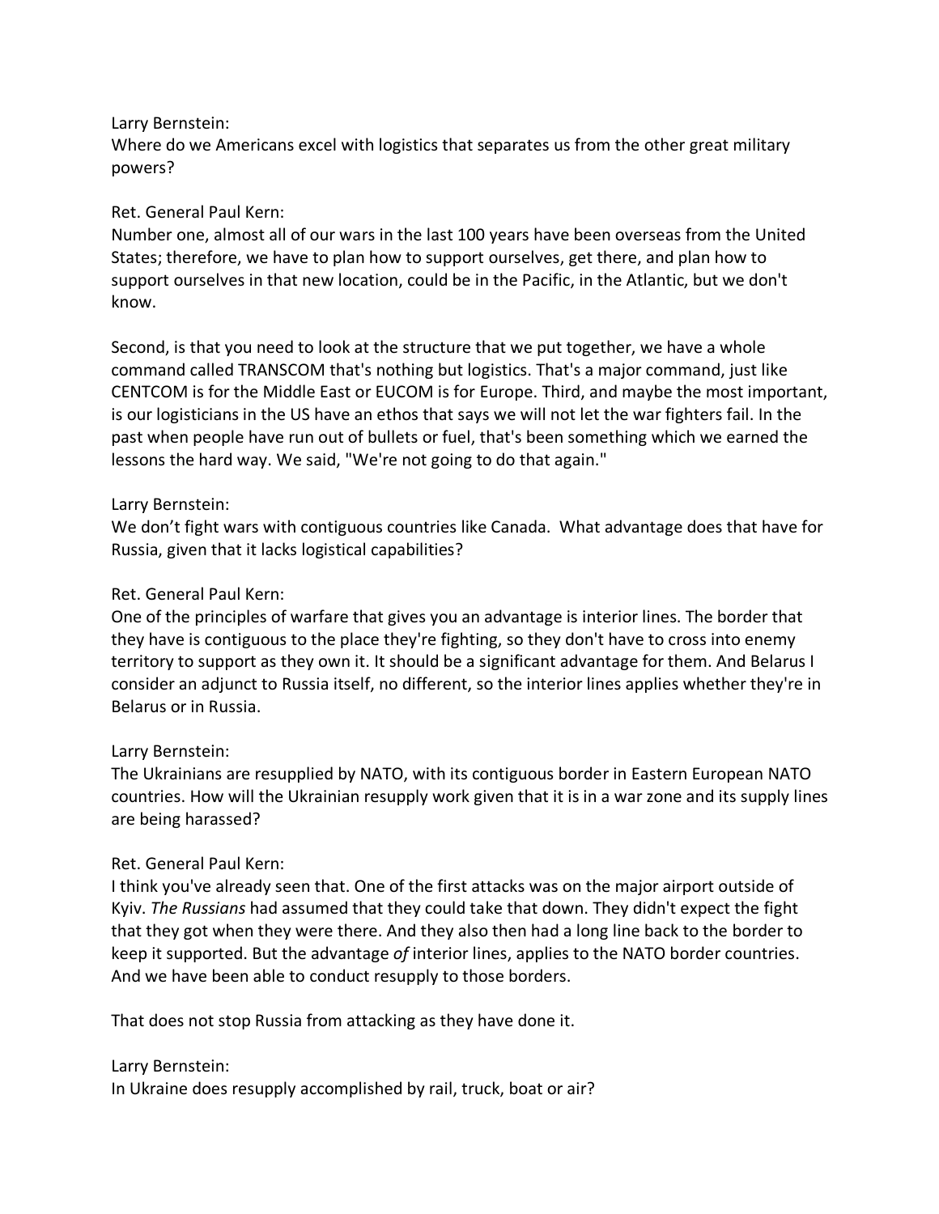Larry Bernstein:
Where do we Americans excel with logistics that separates us from the other great military powers?

Ret. General Paul Kern:
Number one, almost all of our wars in the last 100 years have been overseas from the United States; therefore, we have to plan how to support ourselves, get there, and plan how to support ourselves in that new location, could be in the Pacific, in the Atlantic, but we don't know.

Second, is that you need to look at the structure that we put together, we have a whole command called TRANSCOM that's nothing but logistics. That's a major command, just like CENTCOM is for the Middle East or EUCOM is for Europe. Third, and maybe the most important, is our logisticians in the US have an ethos that says we will not let the war fighters fail. In the past when people have run out of bullets or fuel, that's been something which we earned the lessons the hard way. We said, "We're not going to do that again."

Larry Bernstein:
We don't fight wars with contiguous countries like Canada. What advantage does that have for Russia, given that it lacks logistical capabilities?

Ret. General Paul Kern:
One of the principles of warfare that gives you an advantage is interior lines. The border that they have is contiguous to the place they're fighting, so they don't have to cross into enemy territory to support as they own it. It should be a significant advantage for them. And Belarus I consider an adjunct to Russia itself, no different, so the interior lines applies whether they're in Belarus or in Russia.

Larry Bernstein:
The Ukrainians are resupplied by NATO, with its contiguous border in Eastern European NATO countries. How will the Ukrainian resupply work given that it is in a war zone and its supply lines are being harassed?

Ret. General Paul Kern:
I think you've already seen that. One of the first attacks was on the major airport outside of Kyiv. *The Russians* had assumed that they could take that down. They didn't expect the fight that they got when they were there. And they also then had a long line back to the border to keep it supported. But the advantage *of* interior lines, applies to the NATO border countries. And we have been able to conduct resupply to those borders.

That does not stop Russia from attacking as they have done it.

Larry Bernstein:
In Ukraine does resupply accomplished by rail, truck, boat or air?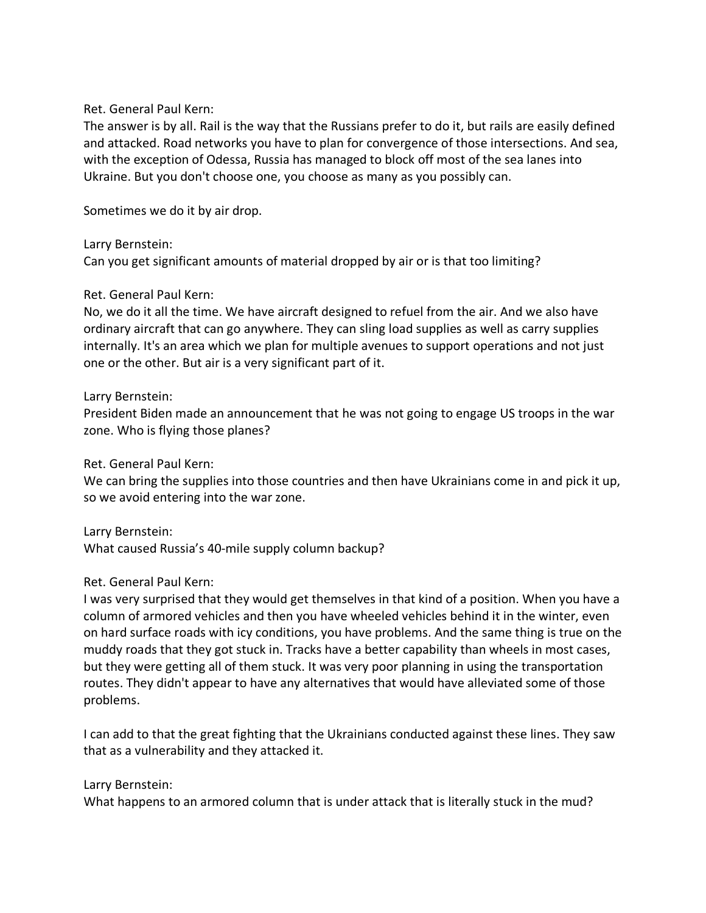Ret. General Paul Kern:
The answer is by all. Rail is the way that the Russians prefer to do it, but rails are easily defined and attacked. Road networks you have to plan for convergence of those intersections. And sea, with the exception of Odessa, Russia has managed to block off most of the sea lanes into Ukraine. But you don't choose one, you choose as many as you possibly can.

Sometimes we do it by air drop.

Larry Bernstein:
Can you get significant amounts of material dropped by air or is that too limiting?

Ret. General Paul Kern:
No, we do it all the time. We have aircraft designed to refuel from the air. And we also have ordinary aircraft that can go anywhere. They can sling load supplies as well as carry supplies internally. It's an area which we plan for multiple avenues to support operations and not just one or the other. But air is a very significant part of it.

Larry Bernstein:
President Biden made an announcement that he was not going to engage US troops in the war zone. Who is flying those planes?

Ret. General Paul Kern:
We can bring the supplies into those countries and then have Ukrainians come in and pick it up, so we avoid entering into the war zone.

Larry Bernstein:
What caused Russia's 40-mile supply column backup?

Ret. General Paul Kern:
I was very surprised that they would get themselves in that kind of a position. When you have a column of armored vehicles and then you have wheeled vehicles behind it in the winter, even on hard surface roads with icy conditions, you have problems. And the same thing is true on the muddy roads that they got stuck in. Tracks have a better capability than wheels in most cases, but they were getting all of them stuck. It was very poor planning in using the transportation routes. They didn't appear to have any alternatives that would have alleviated some of those problems.

I can add to that the great fighting that the Ukrainians conducted against these lines. They saw that as a vulnerability and they attacked it.

Larry Bernstein:
What happens to an armored column that is under attack that is literally stuck in the mud?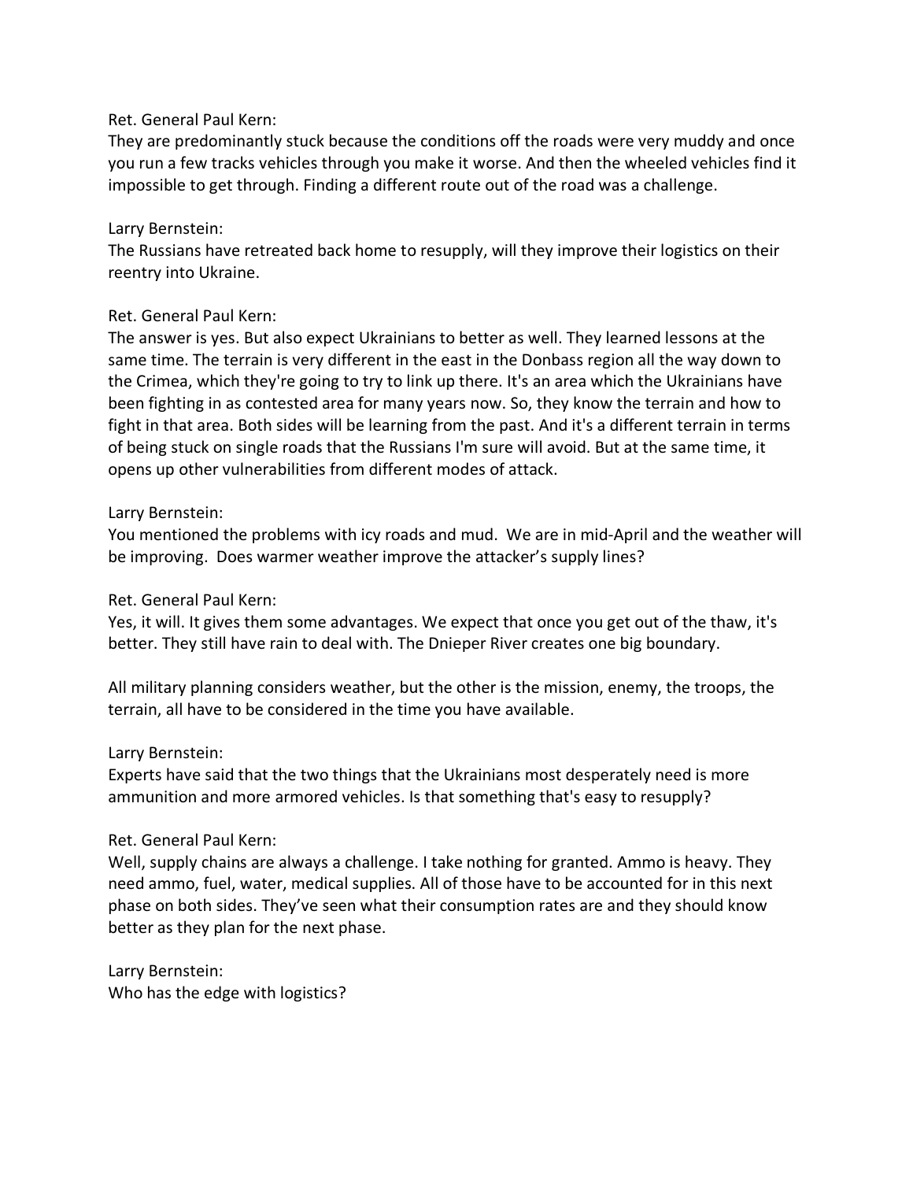Ret. General Paul Kern:
They are predominantly stuck because the conditions off the roads were very muddy and once you run a few tracks vehicles through you make it worse. And then the wheeled vehicles find it impossible to get through. Finding a different route out of the road was a challenge.

Larry Bernstein:
The Russians have retreated back home to resupply, will they improve their logistics on their reentry into Ukraine.

Ret. General Paul Kern:
The answer is yes. But also expect Ukrainians to better as well. They learned lessons at the same time. The terrain is very different in the east in the Donbass region all the way down to the Crimea, which they're going to try to link up there. It's an area which the Ukrainians have been fighting in as contested area for many years now. So, they know the terrain and how to fight in that area. Both sides will be learning from the past. And it's a different terrain in terms of being stuck on single roads that the Russians I'm sure will avoid. But at the same time, it opens up other vulnerabilities from different modes of attack.

Larry Bernstein:
You mentioned the problems with icy roads and mud. We are in mid-April and the weather will be improving. Does warmer weather improve the attacker's supply lines?

Ret. General Paul Kern:
Yes, it will. It gives them some advantages. We expect that once you get out of the thaw, it's better. They still have rain to deal with. The Dnieper River creates one big boundary.

All military planning considers weather, but the other is the mission, enemy, the troops, the terrain, all have to be considered in the time you have available.

Larry Bernstein:
Experts have said that the two things that the Ukrainians most desperately need is more ammunition and more armored vehicles. Is that something that's easy to resupply?

Ret. General Paul Kern:
Well, supply chains are always a challenge. I take nothing for granted. Ammo is heavy. They need ammo, fuel, water, medical supplies. All of those have to be accounted for in this next phase on both sides. They've seen what their consumption rates are and they should know better as they plan for the next phase.

Larry Bernstein:
Who has the edge with logistics?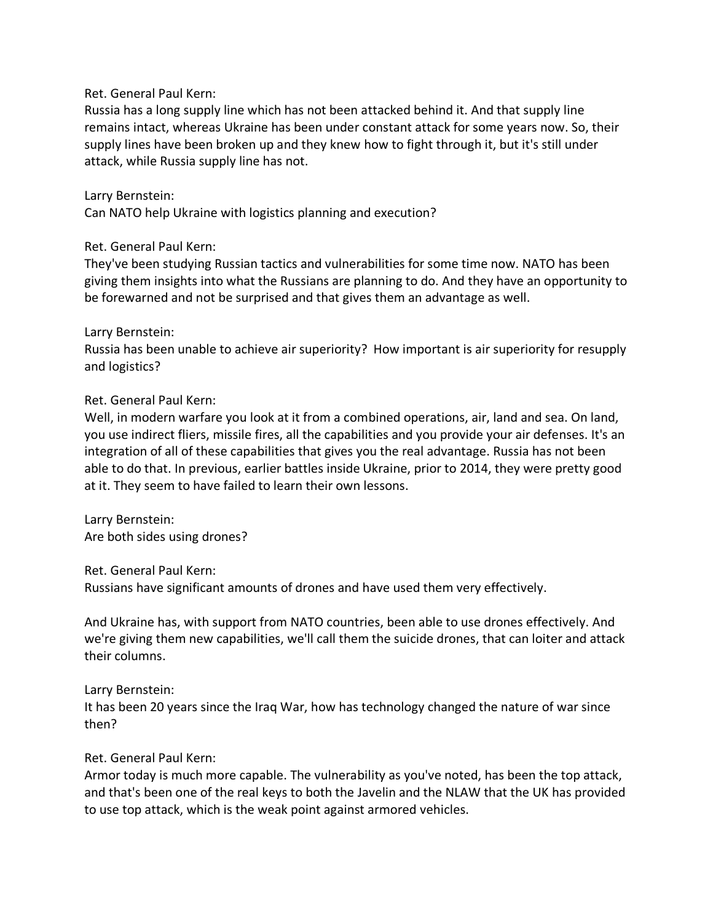Ret. General Paul Kern:
Russia has a long supply line which has not been attacked behind it. And that supply line remains intact, whereas Ukraine has been under constant attack for some years now. So, their supply lines have been broken up and they knew how to fight through it, but it's still under attack, while Russia supply line has not.

Larry Bernstein:
Can NATO help Ukraine with logistics planning and execution?

Ret. General Paul Kern:
They've been studying Russian tactics and vulnerabilities for some time now. NATO has been giving them insights into what the Russians are planning to do. And they have an opportunity to be forewarned and not be surprised and that gives them an advantage as well.

Larry Bernstein:
Russia has been unable to achieve air superiority? How important is air superiority for resupply and logistics?

Ret. General Paul Kern:
Well, in modern warfare you look at it from a combined operations, air, land and sea. On land, you use indirect fliers, missile fires, all the capabilities and you provide your air defenses. It's an integration of all of these capabilities that gives you the real advantage. Russia has not been able to do that. In previous, earlier battles inside Ukraine, prior to 2014, they were pretty good at it. They seem to have failed to learn their own lessons.

Larry Bernstein:
Are both sides using drones?

Ret. General Paul Kern:
Russians have significant amounts of drones and have used them very effectively.

And Ukraine has, with support from NATO countries, been able to use drones effectively. And we're giving them new capabilities, we'll call them the suicide drones, that can loiter and attack their columns.

Larry Bernstein:
It has been 20 years since the Iraq War, how has technology changed the nature of war since then?

Ret. General Paul Kern:
Armor today is much more capable. The vulnerability as you've noted, has been the top attack, and that's been one of the real keys to both the Javelin and the NLAW that the UK has provided to use top attack, which is the weak point against armored vehicles.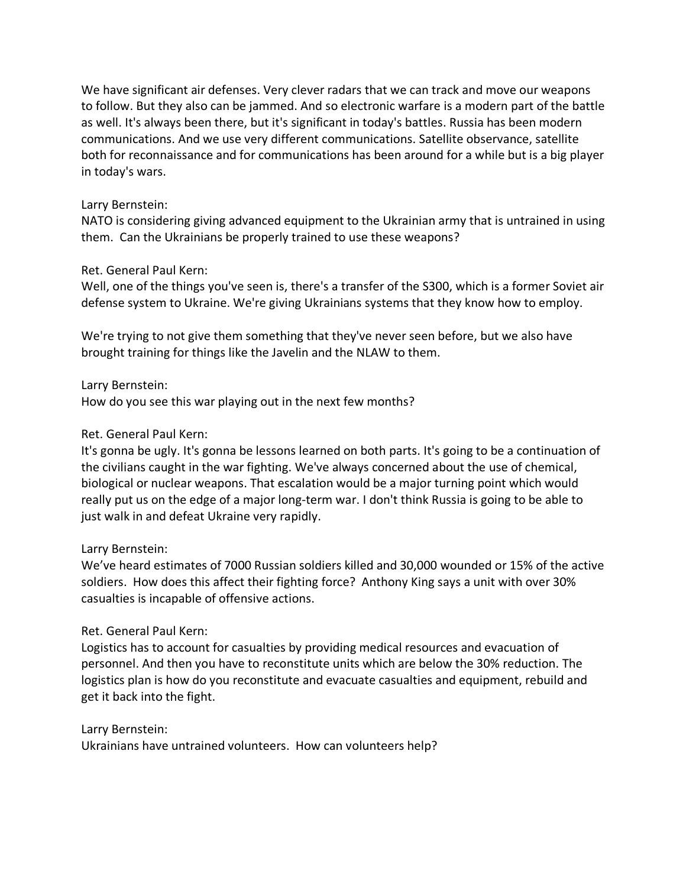We have significant air defenses. Very clever radars that we can track and move our weapons to follow. But they also can be jammed. And so electronic warfare is a modern part of the battle as well. It's always been there, but it's significant in today's battles. Russia has been modern communications. And we use very different communications. Satellite observance, satellite both for reconnaissance and for communications has been around for a while but is a big player in today's wars.

Larry Bernstein:
NATO is considering giving advanced equipment to the Ukrainian army that is untrained in using them. Can the Ukrainians be properly trained to use these weapons?

Ret. General Paul Kern:
Well, one of the things you've seen is, there's a transfer of the S300, which is a former Soviet air defense system to Ukraine. We're giving Ukrainians systems that they know how to employ.

We're trying to not give them something that they've never seen before, but we also have brought training for things like the Javelin and the NLAW to them.

Larry Bernstein:
How do you see this war playing out in the next few months?

Ret. General Paul Kern:
It's gonna be ugly. It's gonna be lessons learned on both parts. It's going to be a continuation of the civilians caught in the war fighting. We've always concerned about the use of chemical, biological or nuclear weapons. That escalation would be a major turning point which would really put us on the edge of a major long-term war. I don't think Russia is going to be able to just walk in and defeat Ukraine very rapidly.

Larry Bernstein:
We've heard estimates of 7000 Russian soldiers killed and 30,000 wounded or 15% of the active soldiers. How does this affect their fighting force? Anthony King says a unit with over 30% casualties is incapable of offensive actions.

Ret. General Paul Kern:
Logistics has to account for casualties by providing medical resources and evacuation of personnel. And then you have to reconstitute units which are below the 30% reduction. The logistics plan is how do you reconstitute and evacuate casualties and equipment, rebuild and get it back into the fight.

Larry Bernstein:
Ukrainians have untrained volunteers. How can volunteers help?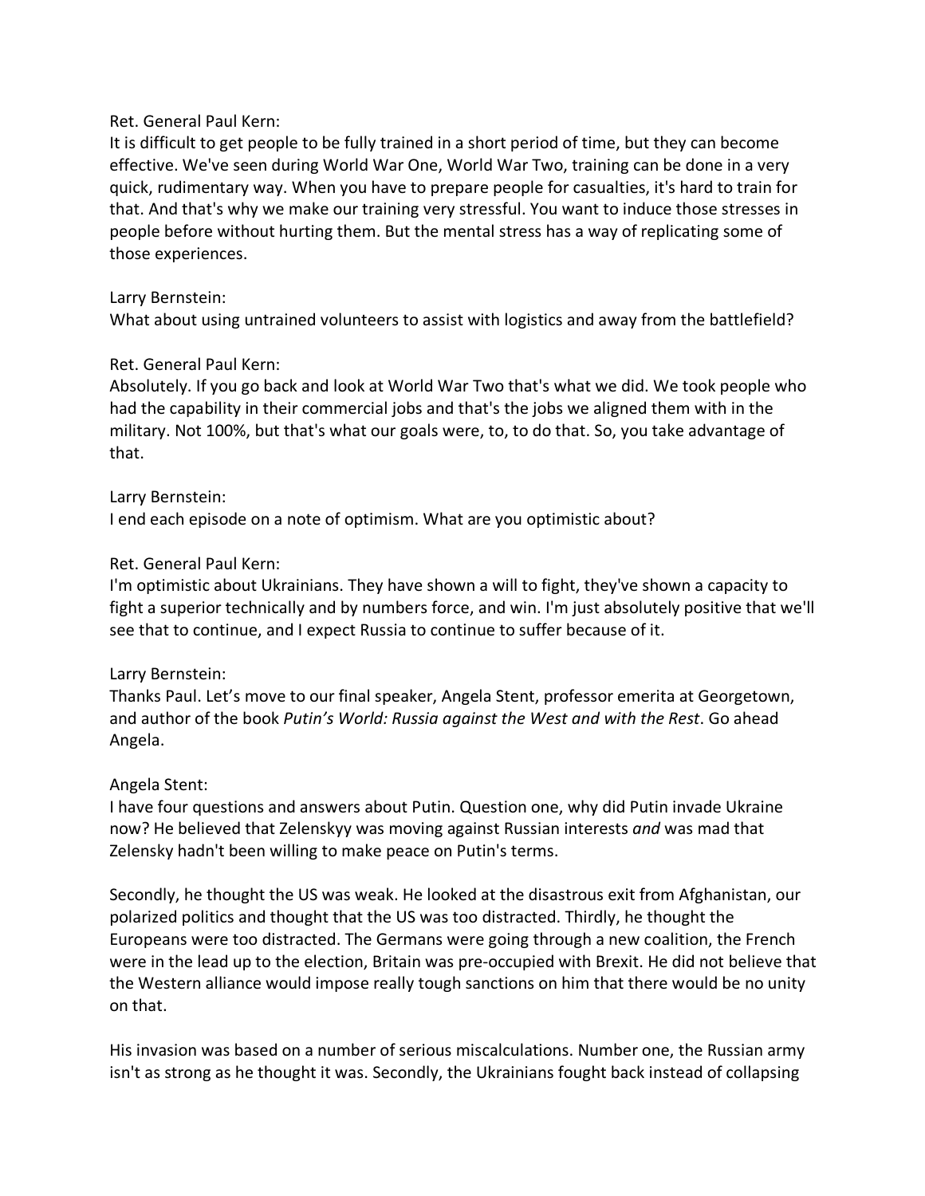Ret. General Paul Kern:
It is difficult to get people to be fully trained in a short period of time, but they can become effective. We've seen during World War One, World War Two, training can be done in a very quick, rudimentary way. When you have to prepare people for casualties, it's hard to train for that. And that's why we make our training very stressful. You want to induce those stresses in people before without hurting them. But the mental stress has a way of replicating some of those experiences.

Larry Bernstein:
What about using untrained volunteers to assist with logistics and away from the battlefield?

Ret. General Paul Kern:
Absolutely. If you go back and look at World War Two that's what we did. We took people who had the capability in their commercial jobs and that's the jobs we aligned them with in the military. Not 100%, but that's what our goals were, to, to do that. So, you take advantage of that.

Larry Bernstein:
I end each episode on a note of optimism. What are you optimistic about?

Ret. General Paul Kern:
I'm optimistic about Ukrainians. They have shown a will to fight, they've shown a capacity to fight a superior technically and by numbers force, and win. I'm just absolutely positive that we'll see that to continue, and I expect Russia to continue to suffer because of it.

Larry Bernstein:
Thanks Paul. Let's move to our final speaker, Angela Stent, professor emerita at Georgetown, and author of the book *Putin's World: Russia against the West and with the Rest*. Go ahead Angela.

Angela Stent:
I have four questions and answers about Putin. Question one, why did Putin invade Ukraine now? He believed that Zelenskyy was moving against Russian interests *and* was mad that Zelensky hadn't been willing to make peace on Putin's terms.

Secondly, he thought the US was weak. He looked at the disastrous exit from Afghanistan, our polarized politics and thought that the US was too distracted. Thirdly, he thought the Europeans were too distracted. The Germans were going through a new coalition, the French were in the lead up to the election, Britain was pre-occupied with Brexit. He did not believe that the Western alliance would impose really tough sanctions on him that there would be no unity on that.

His invasion was based on a number of serious miscalculations. Number one, the Russian army isn't as strong as he thought it was. Secondly, the Ukrainians fought back instead of collapsing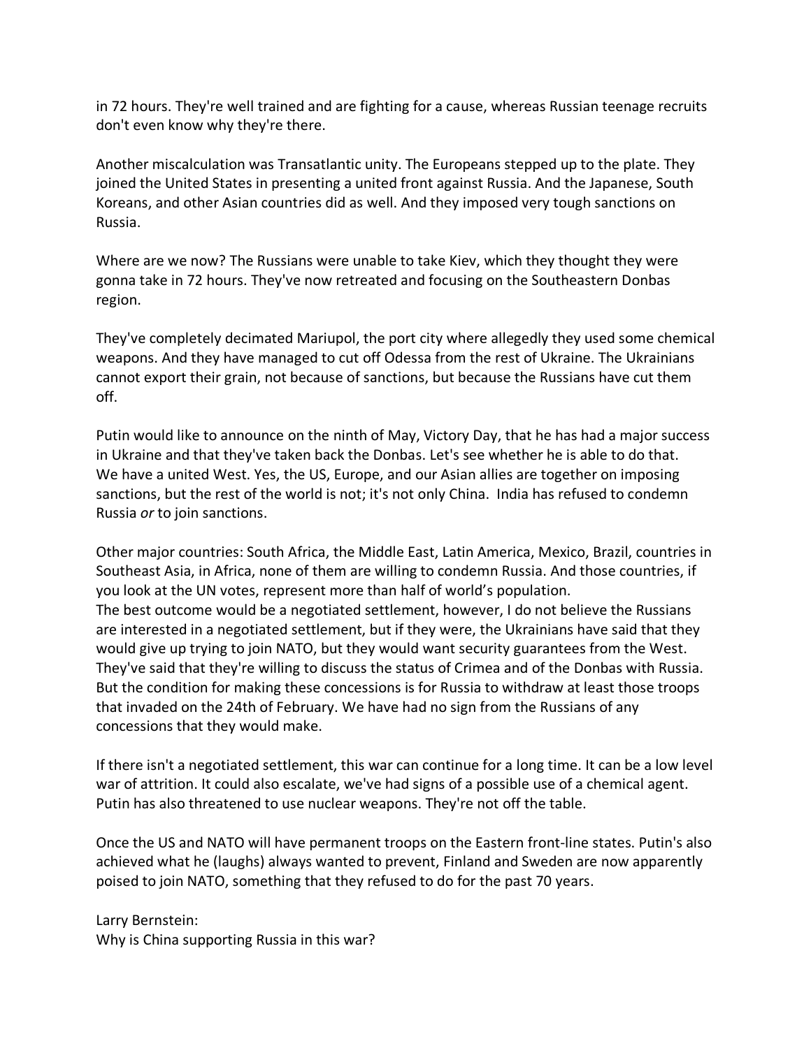in 72 hours. They're well trained and are fighting for a cause, whereas Russian teenage recruits don't even know why they're there.

Another miscalculation was Transatlantic unity. The Europeans stepped up to the plate. They joined the United States in presenting a united front against Russia. And the Japanese, South Koreans, and other Asian countries did as well. And they imposed very tough sanctions on Russia.

Where are we now? The Russians were unable to take Kiev, which they thought they were gonna take in 72 hours. They've now retreated and focusing on the Southeastern Donbas region.

They've completely decimated Mariupol, the port city where allegedly they used some chemical weapons. And they have managed to cut off Odessa from the rest of Ukraine. The Ukrainians cannot export their grain, not because of sanctions, but because the Russians have cut them off.

Putin would like to announce on the ninth of May, Victory Day, that he has had a major success in Ukraine and that they've taken back the Donbas. Let's see whether he is able to do that. We have a united West. Yes, the US, Europe, and our Asian allies are together on imposing sanctions, but the rest of the world is not; it's not only China. India has refused to condemn Russia *or* to join sanctions.

Other major countries: South Africa, the Middle East, Latin America, Mexico, Brazil, countries in Southeast Asia, in Africa, none of them are willing to condemn Russia. And those countries, if you look at the UN votes, represent more than half of world's population.
The best outcome would be a negotiated settlement, however, I do not believe the Russians are interested in a negotiated settlement, but if they were, the Ukrainians have said that they would give up trying to join NATO, but they would want security guarantees from the West. They've said that they're willing to discuss the status of Crimea and of the Donbas with Russia. But the condition for making these concessions is for Russia to withdraw at least those troops that invaded on the 24th of February. We have had no sign from the Russians of any concessions that they would make.

If there isn't a negotiated settlement, this war can continue for a long time. It can be a low level war of attrition. It could also escalate, we've had signs of a possible use of a chemical agent. Putin has also threatened to use nuclear weapons. They're not off the table.

Once the US and NATO will have permanent troops on the Eastern front-line states. Putin's also achieved what he (laughs) always wanted to prevent, Finland and Sweden are now apparently poised to join NATO, something that they refused to do for the past 70 years.

Larry Bernstein:
Why is China supporting Russia in this war?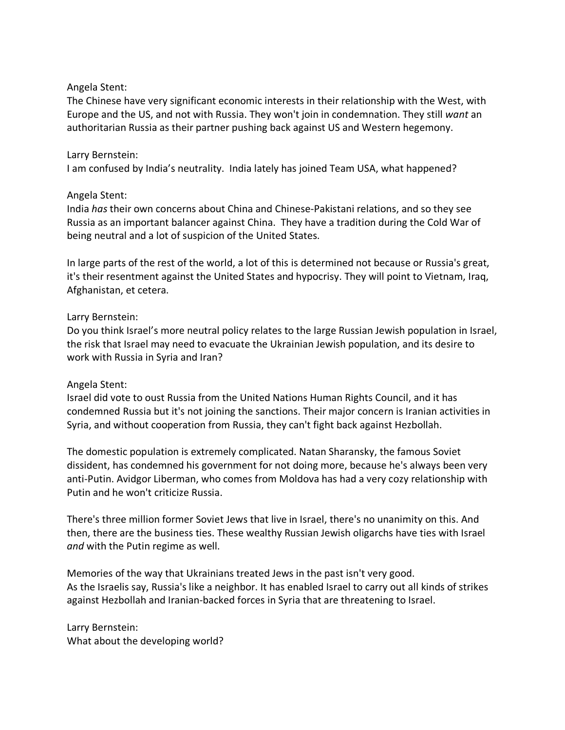Angela Stent:
The Chinese have very significant economic interests in their relationship with the West, with Europe and the US, and not with Russia. They won't join in condemnation. They still *want* an authoritarian Russia as their partner pushing back against US and Western hegemony.

Larry Bernstein:
I am confused by India's neutrality. India lately has joined Team USA, what happened?

Angela Stent:
India *has* their own concerns about China and Chinese-Pakistani relations, and so they see Russia as an important balancer against China. They have a tradition during the Cold War of being neutral and a lot of suspicion of the United States.

In large parts of the rest of the world, a lot of this is determined not because or Russia's great, it's their resentment against the United States and hypocrisy. They will point to Vietnam, Iraq, Afghanistan, et cetera.

Larry Bernstein:
Do you think Israel's more neutral policy relates to the large Russian Jewish population in Israel, the risk that Israel may need to evacuate the Ukrainian Jewish population, and its desire to work with Russia in Syria and Iran?

Angela Stent:
Israel did vote to oust Russia from the United Nations Human Rights Council, and it has condemned Russia but it's not joining the sanctions. Their major concern is Iranian activities in Syria, and without cooperation from Russia, they can't fight back against Hezbollah.

The domestic population is extremely complicated. Natan Sharansky, the famous Soviet dissident, has condemned his government for not doing more, because he's always been very anti-Putin. Avidgor Liberman, who comes from Moldova has had a very cozy relationship with Putin and he won't criticize Russia.

There's three million former Soviet Jews that live in Israel, there's no unanimity on this. And then, there are the business ties. These wealthy Russian Jewish oligarchs have ties with Israel *and* with the Putin regime as well.

Memories of the way that Ukrainians treated Jews in the past isn't very good.
As the Israelis say, Russia's like a neighbor. It has enabled Israel to carry out all kinds of strikes against Hezbollah and Iranian-backed forces in Syria that are threatening to Israel.

Larry Bernstein:
What about the developing world?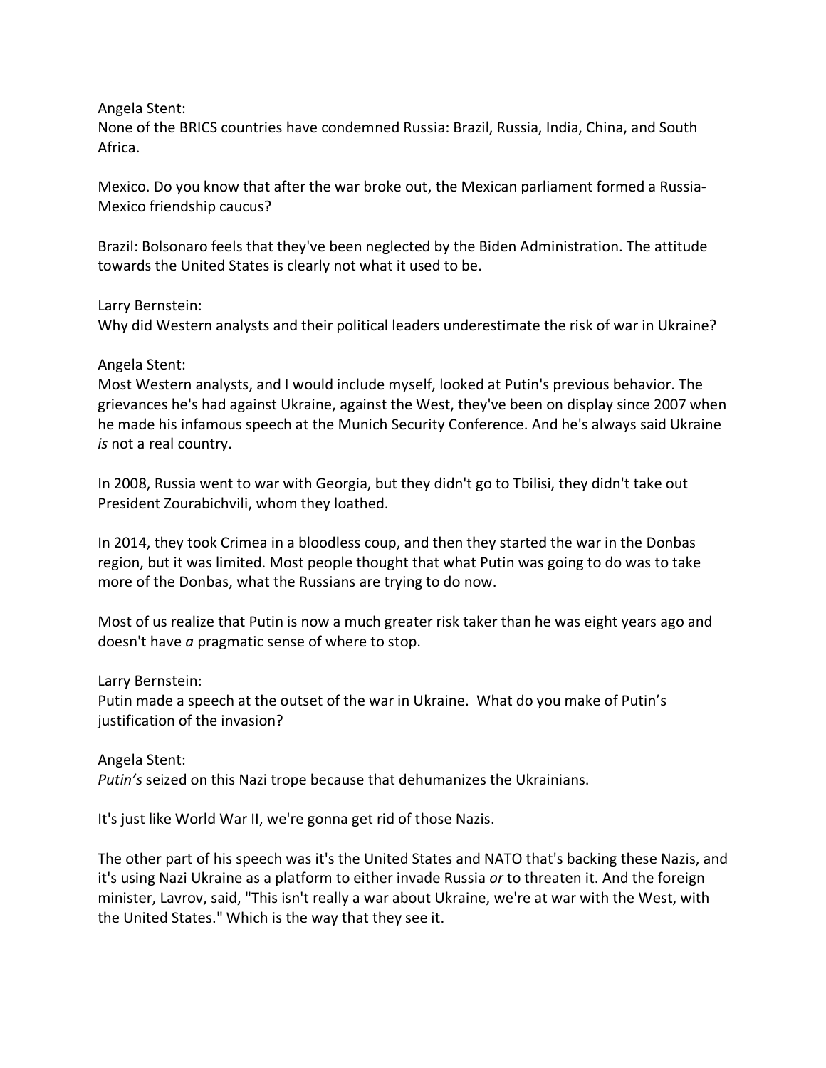Angela Stent:
None of the BRICS countries have condemned Russia: Brazil, Russia, India, China, and South Africa.

Mexico. Do you know that after the war broke out, the Mexican parliament formed a Russia-Mexico friendship caucus?

Brazil: Bolsonaro feels that they've been neglected by the Biden Administration. The attitude towards the United States is clearly not what it used to be.

Larry Bernstein:
Why did Western analysts and their political leaders underestimate the risk of war in Ukraine?

Angela Stent:
Most Western analysts, and I would include myself, looked at Putin's previous behavior. The grievances he's had against Ukraine, against the West, they've been on display since 2007 when he made his infamous speech at the Munich Security Conference. And he's always said Ukraine *is* not a real country.

In 2008, Russia went to war with Georgia, but they didn't go to Tbilisi, they didn't take out President Zourabichvili, whom they loathed.

In 2014, they took Crimea in a bloodless coup, and then they started the war in the Donbas region, but it was limited. Most people thought that what Putin was going to do was to take more of the Donbas, what the Russians are trying to do now.

Most of us realize that Putin is now a much greater risk taker than he was eight years ago and doesn't have *a* pragmatic sense of where to stop.

Larry Bernstein:
Putin made a speech at the outset of the war in Ukraine. What do you make of Putin's justification of the invasion?

Angela Stent:
*Putin's* seized on this Nazi trope because that dehumanizes the Ukrainians.

It's just like World War II, we're gonna get rid of those Nazis.

The other part of his speech was it's the United States and NATO that's backing these Nazis, and it's using Nazi Ukraine as a platform to either invade Russia *or* to threaten it. And the foreign minister, Lavrov, said, "This isn't really a war about Ukraine, we're at war with the West, with the United States." Which is the way that they see it.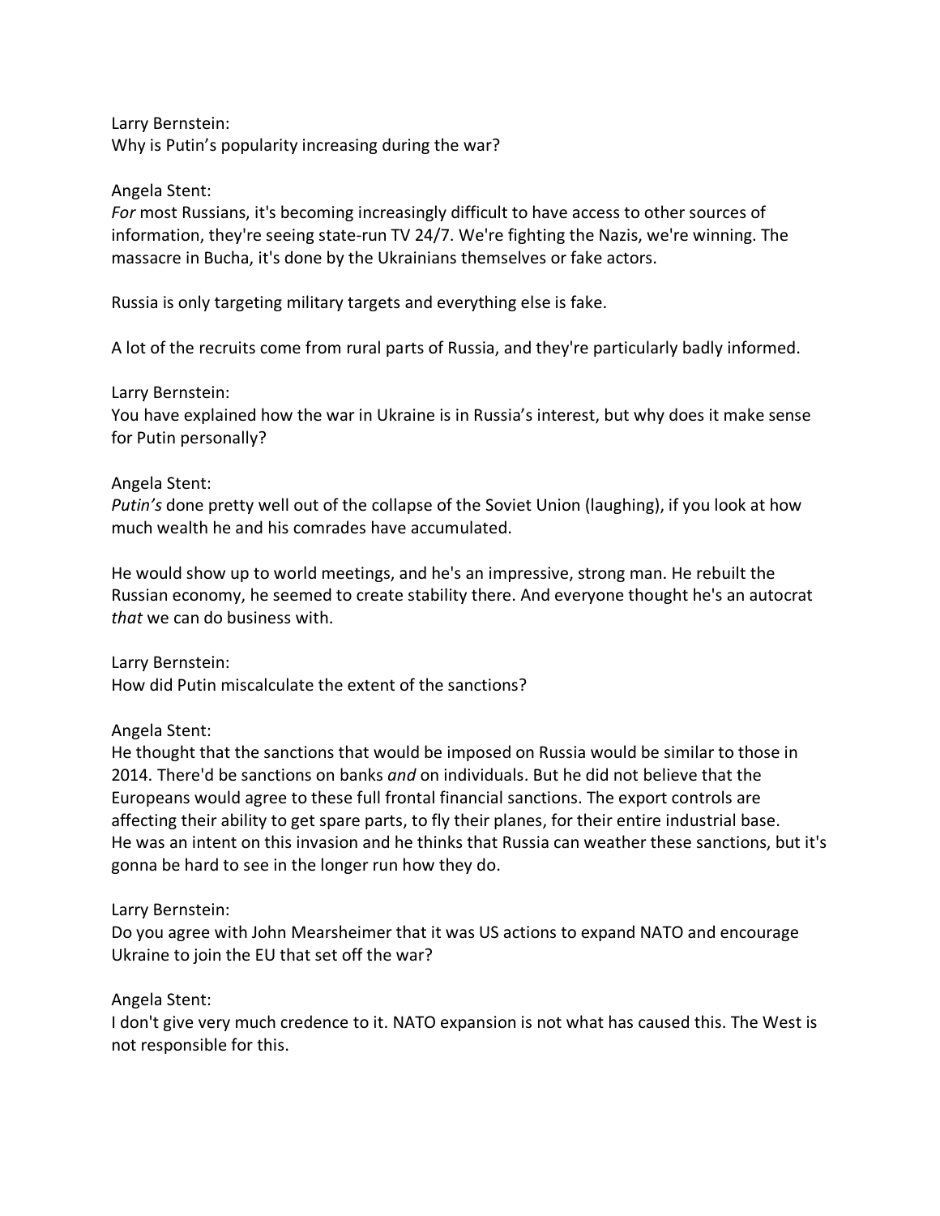Larry Bernstein:
Why is Putin's popularity increasing during the war?

Angela Stent:
*For* most Russians, it's becoming increasingly difficult to have access to other sources of information, they're seeing state-run TV 24/7. We're fighting the Nazis, we're winning. The massacre in Bucha, it's done by the Ukrainians themselves or fake actors.

Russia is only targeting military targets and everything else is fake.

A lot of the recruits come from rural parts of Russia, and they're particularly badly informed.

Larry Bernstein:
You have explained how the war in Ukraine is in Russia's interest, but why does it make sense for Putin personally?

Angela Stent:
*Putin's* done pretty well out of the collapse of the Soviet Union (laughing), if you look at how much wealth he and his comrades have accumulated.

He would show up to world meetings, and he's an impressive, strong man. He rebuilt the Russian economy, he seemed to create stability there. And everyone thought he's an autocrat *that* we can do business with.

Larry Bernstein:
How did Putin miscalculate the extent of the sanctions?

Angela Stent:
He thought that the sanctions that would be imposed on Russia would be similar to those in 2014. There'd be sanctions on banks *and* on individuals. But he did not believe that the Europeans would agree to these full frontal financial sanctions. The export controls are affecting their ability to get spare parts, to fly their planes, for their entire industrial base. He was an intent on this invasion and he thinks that Russia can weather these sanctions, but it's gonna be hard to see in the longer run how they do.

Larry Bernstein:
Do you agree with John Mearsheimer that it was US actions to expand NATO and encourage Ukraine to join the EU that set off the war?

Angela Stent:
I don't give very much credence to it. NATO expansion is not what has caused this. The West is not responsible for this.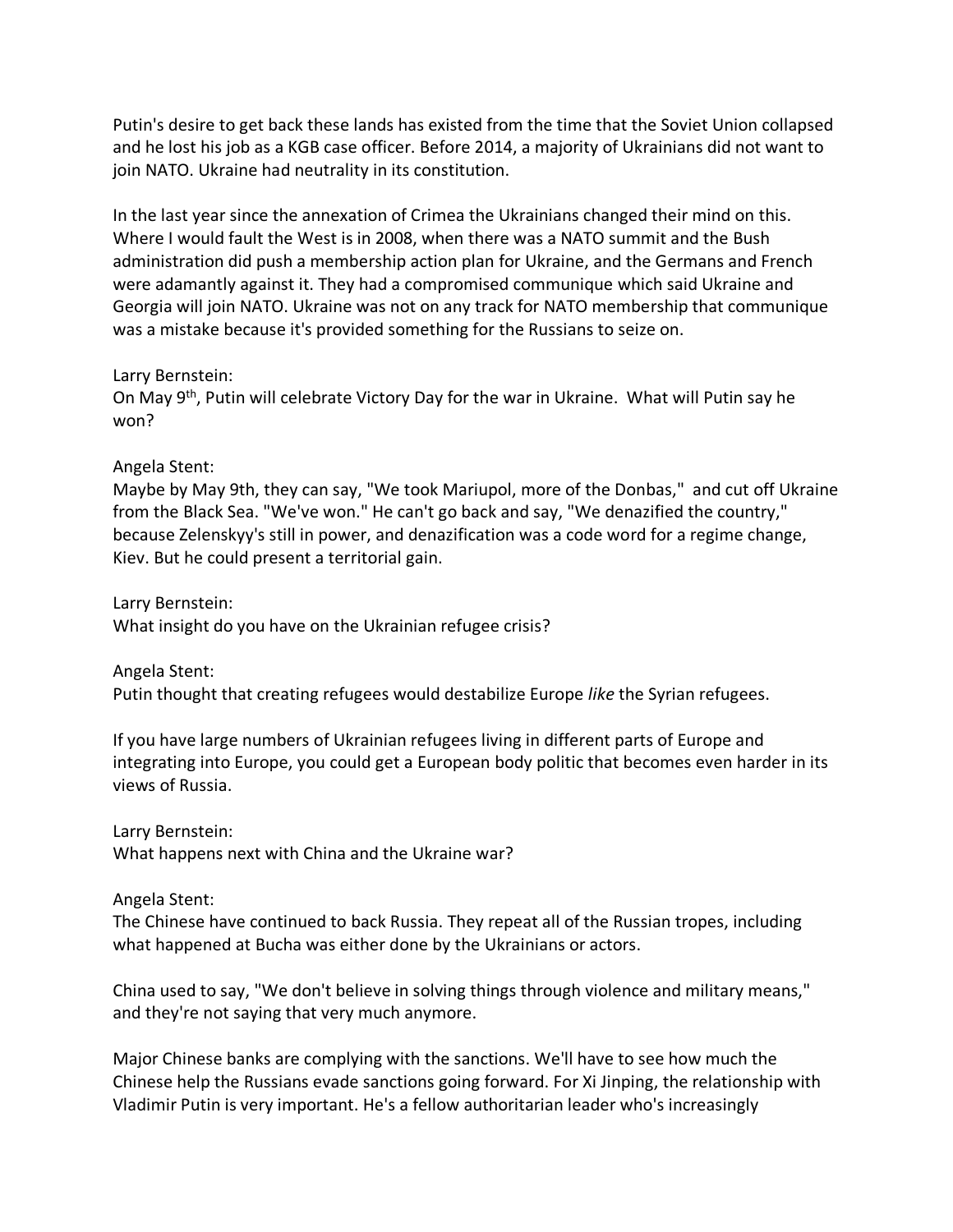Putin's desire to get back these lands has existed from the time that the Soviet Union collapsed and he lost his job as a KGB case officer. Before 2014, a majority of Ukrainians did not want to join NATO. Ukraine had neutrality in its constitution.

In the last year since the annexation of Crimea the Ukrainians changed their mind on this. Where I would fault the West is in 2008, when there was a NATO summit and the Bush administration did push a membership action plan for Ukraine, and the Germans and French were adamantly against it. They had a compromised communique which said Ukraine and Georgia will join NATO. Ukraine was not on any track for NATO membership that communique was a mistake because it's provided something for the Russians to seize on.

Larry Bernstein:
On May 9th, Putin will celebrate Victory Day for the war in Ukraine. What will Putin say he won?

Angela Stent:
Maybe by May 9th, they can say, "We took Mariupol, more of the Donbas," and cut off Ukraine from the Black Sea. "We've won." He can't go back and say, "We denazified the country," because Zelenskyy's still in power, and denazification was a code word for a regime change, Kiev. But he could present a territorial gain.

Larry Bernstein:
What insight do you have on the Ukrainian refugee crisis?

Angela Stent:
Putin thought that creating refugees would destabilize Europe *like* the Syrian refugees.

If you have large numbers of Ukrainian refugees living in different parts of Europe and integrating into Europe, you could get a European body politic that becomes even harder in its views of Russia.

Larry Bernstein:
What happens next with China and the Ukraine war?

Angela Stent:
The Chinese have continued to back Russia. They repeat all of the Russian tropes, including what happened at Bucha was either done by the Ukrainians or actors.

China used to say, "We don't believe in solving things through violence and military means," and they're not saying that very much anymore.

Major Chinese banks are complying with the sanctions. We'll have to see how much the Chinese help the Russians evade sanctions going forward. For Xi Jinping, the relationship with Vladimir Putin is very important. He's a fellow authoritarian leader who's increasingly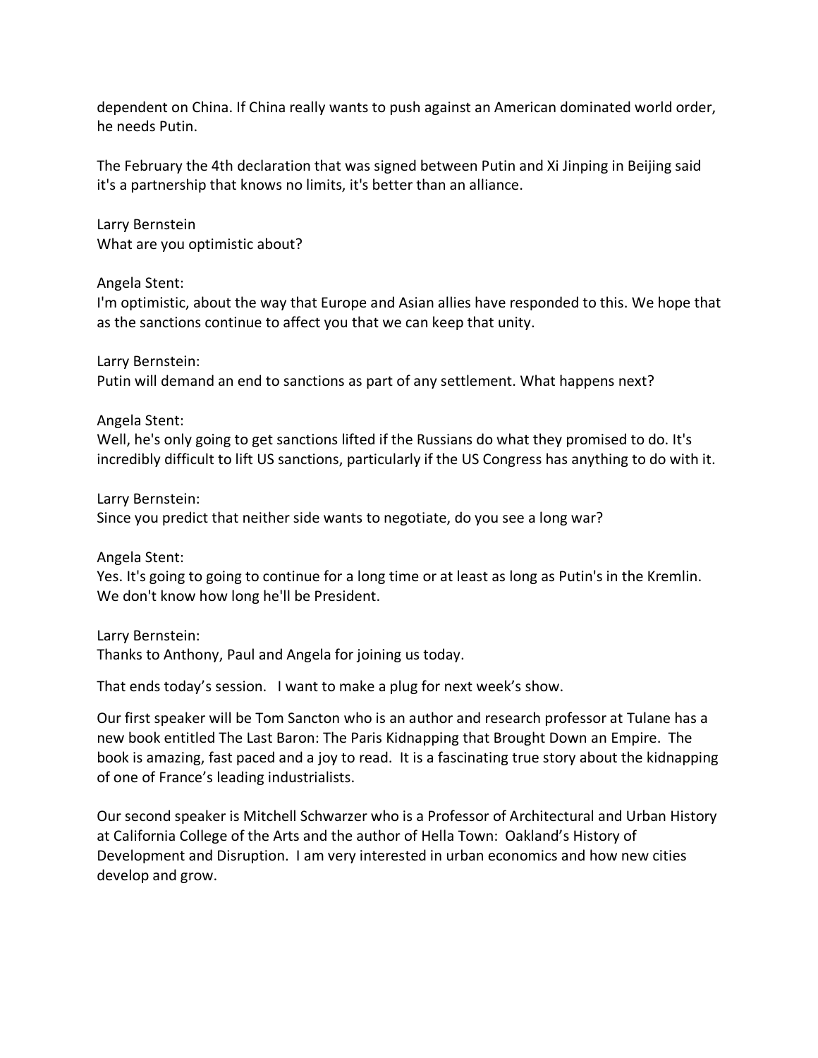dependent on China. If China really wants to push against an American dominated world order, he needs Putin.

The February the 4th declaration that was signed between Putin and Xi Jinping in Beijing said it's a partnership that knows no limits, it's better than an alliance.

Larry Bernstein
What are you optimistic about?

Angela Stent:
I'm optimistic, about the way that Europe and Asian allies have responded to this. We hope that as the sanctions continue to affect you that we can keep that unity.

Larry Bernstein:
Putin will demand an end to sanctions as part of any settlement. What happens next?

Angela Stent:
Well, he's only going to get sanctions lifted if the Russians do what they promised to do. It's incredibly difficult to lift US sanctions, particularly if the US Congress has anything to do with it.

Larry Bernstein:
Since you predict that neither side wants to negotiate, do you see a long war?

Angela Stent:
Yes. It's going to going to continue for a long time or at least as long as Putin's in the Kremlin. We don't know how long he'll be President.

Larry Bernstein:
Thanks to Anthony, Paul and Angela for joining us today.

That ends today's session. I want to make a plug for next week's show.

Our first speaker will be Tom Sancton who is an author and research professor at Tulane has a new book entitled The Last Baron: The Paris Kidnapping that Brought Down an Empire. The book is amazing, fast paced and a joy to read. It is a fascinating true story about the kidnapping of one of France's leading industrialists.

Our second speaker is Mitchell Schwarzer who is a Professor of Architectural and Urban History at California College of the Arts and the author of Hella Town: Oakland's History of Development and Disruption. I am very interested in urban economics and how new cities develop and grow.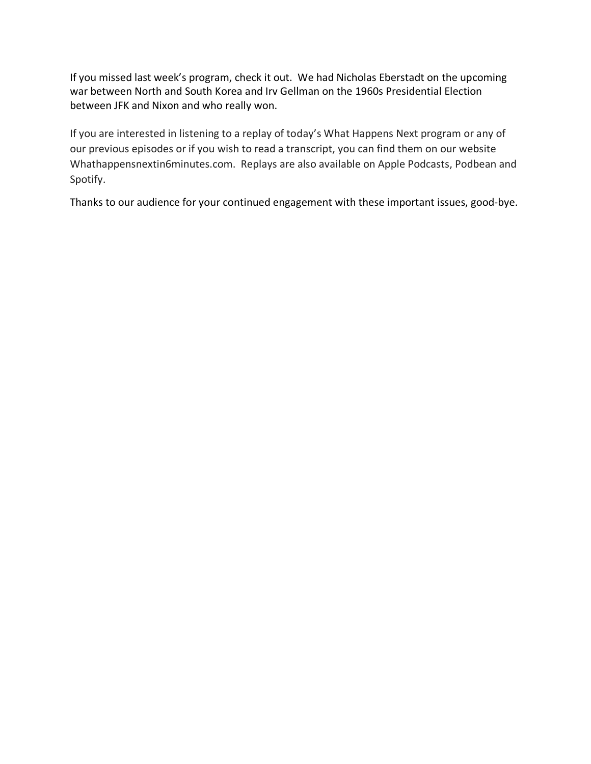If you missed last week's program, check it out. We had Nicholas Eberstadt on the upcoming war between North and South Korea and Irv Gellman on the 1960s Presidential Election between JFK and Nixon and who really won.

If you are interested in listening to a replay of today's What Happens Next program or any of our previous episodes or if you wish to read a transcript, you can find them on our website Whathappensnextin6minutes.com. Replays are also available on Apple Podcasts, Podbean and Spotify.

Thanks to our audience for your continued engagement with these important issues, good-bye.